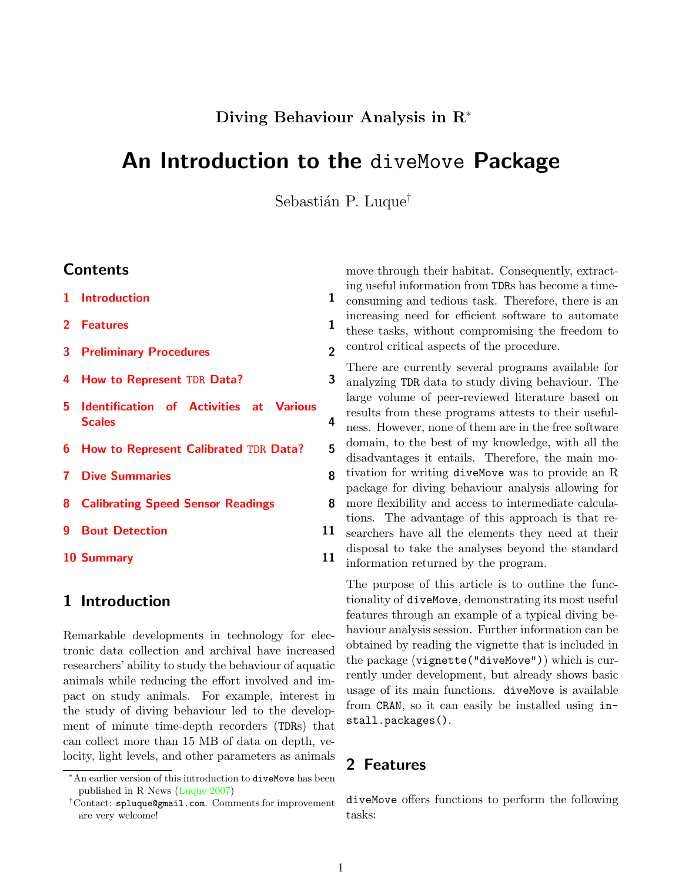Diving Behaviour Analysis in R*

# An Introduction to the `diveMove` Package

Sebastián P. Luque†

## Contents

1 Introduction 1

2 Features 1

3 Preliminary Procedures 2

4 How to Represent TDR Data? 3

5 Identification of Activities at Various Scales 4

6 How to Represent Calibrated TDR Data? 5

7 Dive Summaries 8

8 Calibrating Speed Sensor Readings 8

9 Bout Detection 11

10 Summary 11

## 1 Introduction

Remarkable developments in technology for electronic data collection and archival have increased researchers' ability to study the behaviour of aquatic animals while reducing the effort involved and impact on study animals. For example, interest in the study of diving behaviour led to the development of minute time-depth recorders (TDRs) that can collect more than 15 MB of data on depth, velocity, light levels, and other parameters as animals move through their habitat. Consequently, extracting useful information from TDRs has become a time-consuming and tedious task. Therefore, there is an increasing need for efficient software to automate these tasks, without compromising the freedom to control critical aspects of the procedure.

There are currently several programs available for analyzing TDR data to study diving behaviour. The large volume of peer-reviewed literature based on results from these programs attests to their usefulness. However, none of them are in the free software domain, to the best of my knowledge, with all the disadvantages it entails. Therefore, the main motivation for writing `diveMove` was to provide an R package for diving behaviour analysis allowing for more flexibility and access to intermediate calculations. The advantage of this approach is that researchers have all the elements they need at their disposal to take the analyses beyond the standard information returned by the program.

The purpose of this article is to outline the functionality of `diveMove`, demonstrating its most useful features through an example of a typical diving behaviour analysis session. Further information can be obtained by reading the vignette that is included in the package (`vignette("diveMove")`) which is currently under development, but already shows basic usage of its main functions. `diveMove` is available from CRAN, so it can easily be installed using `install.packages()`.

## 2 Features

`diveMove` offers functions to perform the following tasks:

---

*An earlier version of this introduction to `diveMove` has been published in R News (Luque 2007)

†Contact: `spluque@gmail.com`. Comments for improvement are very welcome!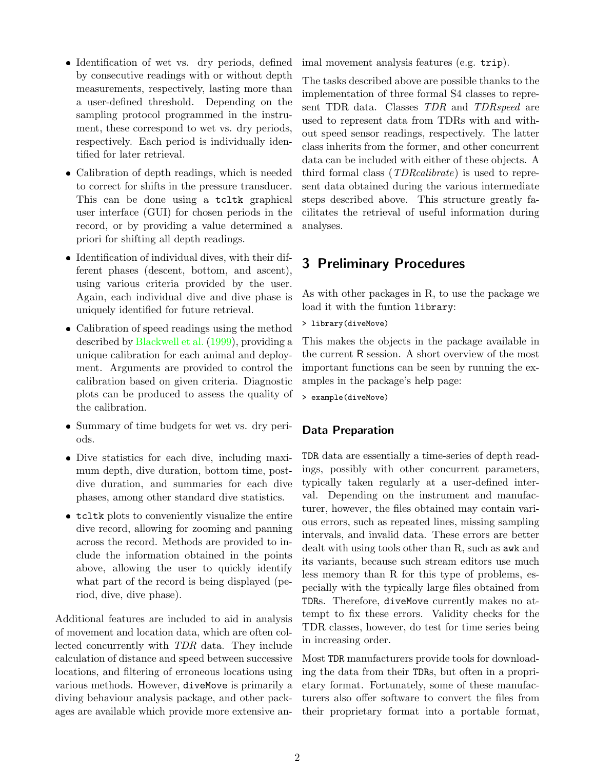- Identification of wet vs. dry periods, defined by consecutive readings with or without depth measurements, respectively, lasting more than a user-defined threshold. Depending on the sampling protocol programmed in the instrument, these correspond to wet vs. dry periods, respectively. Each period is individually identified for later retrieval.
- Calibration of depth readings, which is needed to correct for shifts in the pressure transducer. This can be done using a `tcltk` graphical user interface (GUI) for chosen periods in the record, or by providing a value determined a priori for shifting all depth readings.
- Identification of individual dives, with their different phases (descent, bottom, and ascent), using various criteria provided by the user. Again, each individual dive and dive phase is uniquely identified for future retrieval.
- Calibration of speed readings using the method described by Blackwell et al. (1999), providing a unique calibration for each animal and deployment. Arguments are provided to control the calibration based on given criteria. Diagnostic plots can be produced to assess the quality of the calibration.
- Summary of time budgets for wet vs. dry periods.
- Dive statistics for each dive, including maximum depth, dive duration, bottom time, post-dive duration, and summaries for each dive phases, among other standard dive statistics.
- `tcltk` plots to conveniently visualize the entire dive record, allowing for zooming and panning across the record. Methods are provided to include the information obtained in the points above, allowing the user to quickly identify what part of the record is being displayed (period, dive, dive phase).

Additional features are included to aid in analysis of movement and location data, which are often collected concurrently with *TDR* data. They include calculation of distance and speed between successive locations, and filtering of erroneous locations using various methods. However, `diveMove` is primarily a diving behaviour analysis package, and other packages are available which provide more extensive animal movement analysis features (e.g. `trip`).

The tasks described above are possible thanks to the implementation of three formal S4 classes to represent TDR data. Classes *TDR* and *TDRspeed* are used to represent data from TDRs with and without speed sensor readings, respectively. The latter class inherits from the former, and other concurrent data can be included with either of these objects. A third formal class (*TDRcalibrate*) is used to represent data obtained during the various intermediate steps described above. This structure greatly facilitates the retrieval of useful information during analyses.

# 3 Preliminary Procedures

As with other packages in R, to use the package we load it with the funtion `library`:

```
> library(diveMove)
```

This makes the objects in the package available in the current R session. A short overview of the most important functions can be seen by running the examples in the package's help page:

```
> example(diveMove)
```

## Data Preparation

`TDR` data are essentially a time-series of depth readings, possibly with other concurrent parameters, typically taken regularly at a user-defined interval. Depending on the instrument and manufacturer, however, the files obtained may contain various errors, such as repeated lines, missing sampling intervals, and invalid data. These errors are better dealt with using tools other than R, such as `awk` and its variants, because such stream editors use much less memory than R for this type of problems, especially with the typically large files obtained from `TDR`s. Therefore, `diveMove` currently makes no attempt to fix these errors. Validity checks for the TDR classes, however, do test for time series being in increasing order.

Most `TDR` manufacturers provide tools for downloading the data from their `TDR`s, but often in a proprietary format. Fortunately, some of these manufacturers also offer software to convert the files from their proprietary format into a portable format,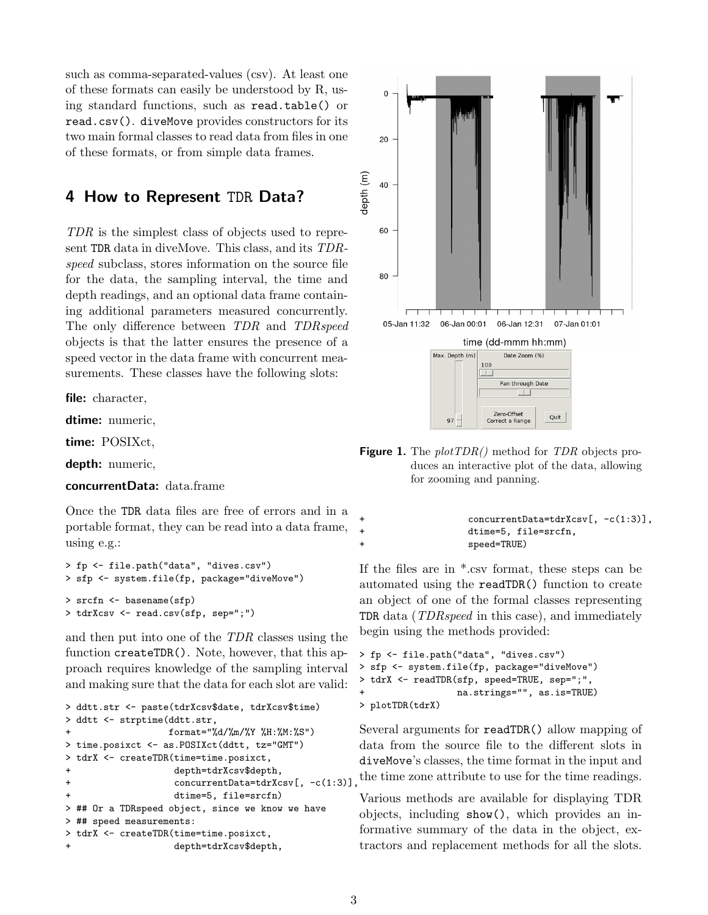such as comma-separated-values (csv). At least one of these formats can easily be understood by R, using standard functions, such as `read.table()` or `read.csv()`. `diveMove` provides constructors for its two main formal classes to read data from files in one of these formats, or from simple data frames.

## 4 How to Represent TDR Data?

*TDR* is the simplest class of objects used to represent TDR data in diveMove. This class, and its *TDRspeed* subclass, stores information on the source file for the data, the sampling interval, the time and depth readings, and an optional data frame containing additional parameters measured concurrently. The only difference between *TDR* and *TDRspeed* objects is that the latter ensures the presence of a speed vector in the data frame with concurrent measurements. These classes have the following slots:

**file:** character,

**dtime:** numeric,

**time:** POSIXct,

**depth:** numeric,

**concurrentData:** data.frame

Once the TDR data files are free of errors and in a portable format, they can be read into a data frame, using e.g.:

```
> fp <- file.path("data", "dives.csv")
> sfp <- system.file(fp, package="diveMove")
> srcfn <- basename(sfp)
> tdrXcsv <- read.csv(sfp, sep=";")
```

and then put into one of the *TDR* classes using the function `createTDR()`. Note, however, that this approach requires knowledge of the sampling interval and making sure that the data for each slot are valid:

```
> ddtt.str <- paste(tdrXcsv$date, tdrXcsv$time)
> ddtt <- strptime(ddtt.str,
+                  format="%d/%m/%Y %H:%M:%S")
> time.posixct <- as.POSIXct(ddtt, tz="GMT")
> tdrX <- createTDR(time=time.posixct,
+                   depth=tdrXcsv$depth,
+                   concurrentData=tdrXcsv[, -c(1:3)],
+                   dtime=5, file=srcfn)
> ## Or a TDRspeed object, since we know we have
> ## speed measurements:
> tdrX <- createTDR(time=time.posixct,
+                   depth=tdrXcsv$depth,
+                   concurrentData=tdrXcsv[, -c(1:3)],
+                   dtime=5, file=srcfn,
+                   speed=TRUE)
```

**Figure 1.** The *plotTDR()* method for *TDR* objects produces an interactive plot of the data, allowing for zooming and panning.

If the files are in *.csv format, these steps can be automated using the `readTDR()` function to create an object of one of the formal classes representing TDR data (*TDRspeed* in this case), and immediately begin using the methods provided:

```
> fp <- file.path("data", "dives.csv")
> sfp <- system.file(fp, package="diveMove")
> tdrX <- readTDR(sfp, speed=TRUE, sep=";",
+                 na.strings="", as.is=TRUE)
> plotTDR(tdrX)
```

Several arguments for `readTDR()` allow mapping of data from the source file to the different slots in `diveMove`'s classes, the time format in the input and the time zone attribute to use for the time readings.

Various methods are available for displaying TDR objects, including `show()`, which provides an informative summary of the data in the object, extractors and replacement methods for all the slots.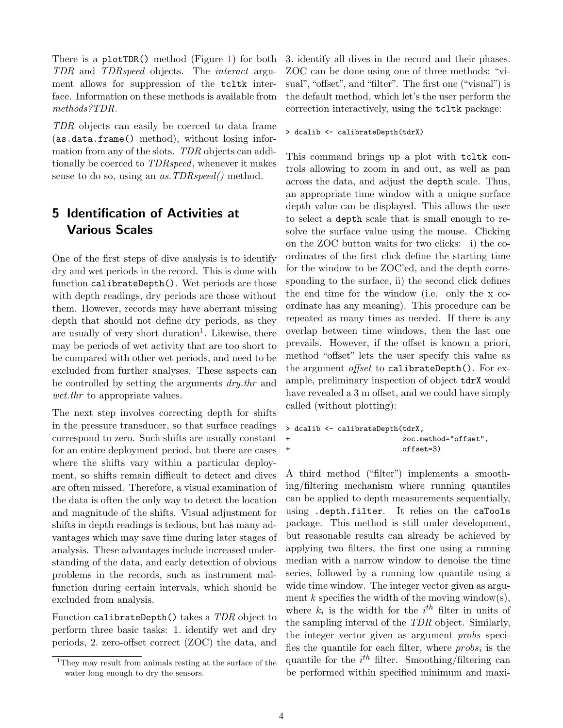There is a `plotTDR()` method (Figure 1) for both *TDR* and *TDRspeed* objects. The *interact* argument allows for suppression of the `tcltk` interface. Information on these methods is available from *methods?TDR*.

*TDR* objects can easily be coerced to data frame (`as.data.frame()` method), without losing information from any of the slots. *TDR* objects can additionally be coerced to *TDRspeed*, whenever it makes sense to do so, using an *as.TDRspeed()* method.

## 5 Identification of Activities at Various Scales

One of the first steps of dive analysis is to identify dry and wet periods in the record. This is done with function `calibrateDepth()`. Wet periods are those with depth readings, dry periods are those without them. However, records may have aberrant missing depth that should not define dry periods, as they are usually of very short duration[1]. Likewise, there may be periods of wet activity that are too short to be compared with other wet periods, and need to be excluded from further analyses. These aspects can be controlled by setting the arguments *dry.thr* and *wet.thr* to appropriate values.

The next step involves correcting depth for shifts in the pressure transducer, so that surface readings correspond to zero. Such shifts are usually constant for an entire deployment period, but there are cases where the shifts vary within a particular deployment, so shifts remain difficult to detect and dives are often missed. Therefore, a visual examination of the data is often the only way to detect the location and magnitude of the shifts. Visual adjustment for shifts in depth readings is tedious, but has many advantages which may save time during later stages of analysis. These advantages include increased understanding of the data, and early detection of obvious problems in the records, such as instrument malfunction during certain intervals, which should be excluded from analysis.

Function `calibrateDepth()` takes a *TDR* object to perform three basic tasks: 1. identify wet and dry periods, 2. zero-offset correct (ZOC) the data, and 3. identify all dives in the record and their phases. ZOC can be done using one of three methods: "visual", "offset", and "filter". The first one ("visual") is the default method, which let's the user perform the correction interactively, using the `tcltk` package:

```
> dcalib <- calibrateDepth(tdrX)
```

This command brings up a plot with `tcltk` controls allowing to zoom in and out, as well as pan across the data, and adjust the `depth` scale. Thus, an appropriate time window with a unique surface depth value can be displayed. This allows the user to select a `depth` scale that is small enough to resolve the surface value using the mouse. Clicking on the ZOC button waits for two clicks: i) the coordinates of the first click define the starting time for the window to be ZOC'ed, and the depth corresponding to the surface, ii) the second click defines the end time for the window (i.e. only the x coordinate has any meaning). This procedure can be repeated as many times as needed. If there is any overlap between time windows, then the last one prevails. However, if the offset is known a priori, method "offset" lets the user specify this value as the argument *offset* to `calibrateDepth()`. For example, preliminary inspection of object `tdrX` would have revealed a 3 m offset, and we could have simply called (without plotting):

```
> dcalib <- calibrateDepth(tdrX,
+                          zoc.method="offset",
+                          offset=3)
```

A third method ("filter") implements a smoothing/filtering mechanism where running quantiles can be applied to depth measurements sequentially, using `.depth.filter`. It relies on the `caTools` package. This method is still under development, but reasonable results can already be achieved by applying two filters, the first one using a running median with a narrow window to denoise the time series, followed by a running low quantile using a wide time window. The integer vector given as argument *k* specifies the width of the moving window(s), where $k_i$ is the width for the $i^{th}$ filter in units of the sampling interval of the *TDR* object. Similarly, the integer vector given as argument *probs* specifies the quantile for each filter, where $probs_i$ is the quantile for the $i^{th}$ filter. Smoothing/filtering can be performed within specified minimum and maxi-

[1] They may result from animals resting at the surface of the water long enough to dry the sensors.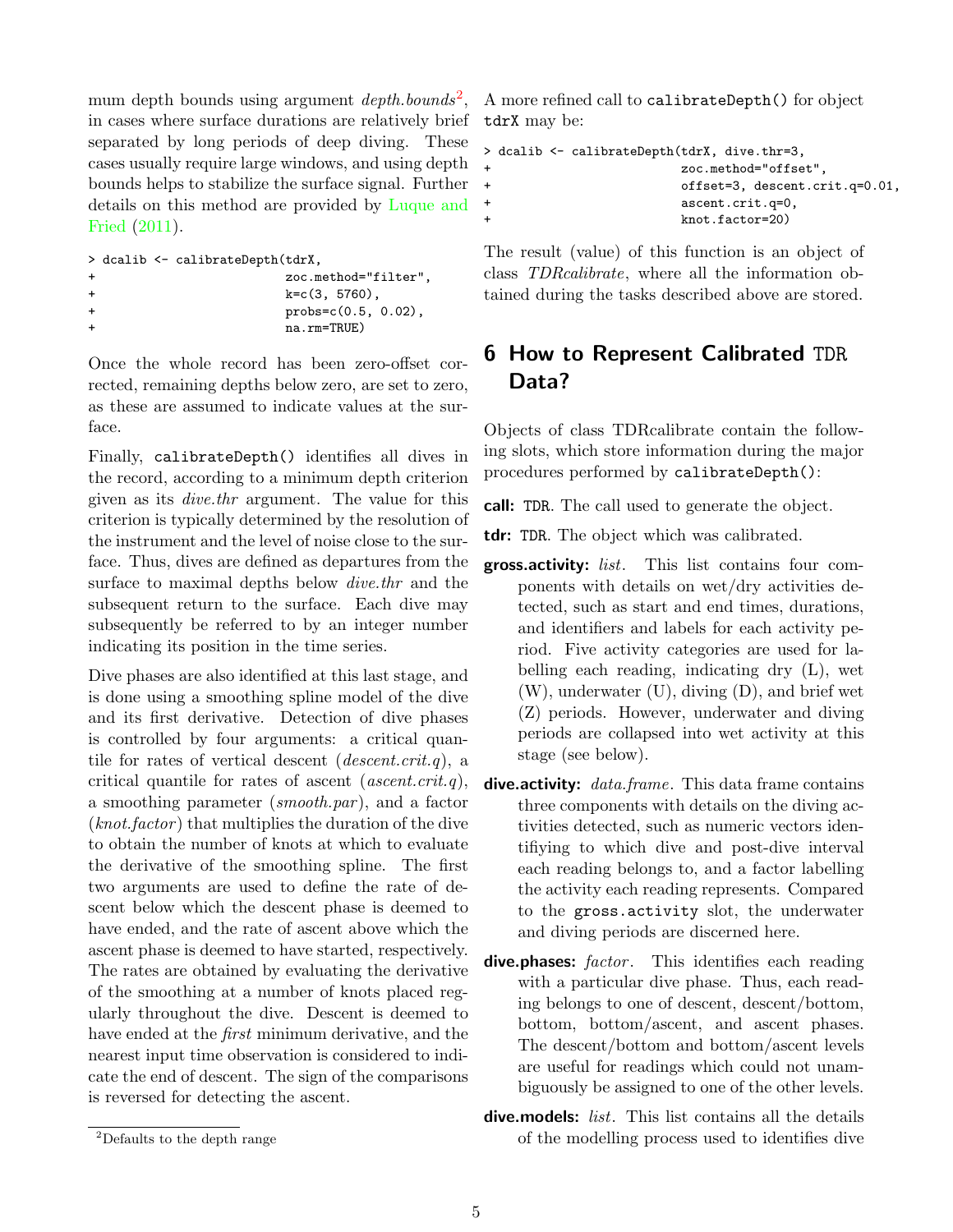mum depth bounds using argument *depth.bounds*[2], in cases where surface durations are relatively brief separated by long periods of deep diving. These cases usually require large windows, and using depth bounds helps to stabilize the surface signal. Further details on this method are provided by Luque and Fried (2011).

```
> dcalib <- calibrateDepth(tdrX,
+                          zoc.method="filter",
+                          k=c(3, 5760),
+                          probs=c(0.5, 0.02),
+                          na.rm=TRUE)
```

Once the whole record has been zero-offset corrected, remaining depths below zero, are set to zero, as these are assumed to indicate values at the surface.

Finally, `calibrateDepth()` identifies all dives in the record, according to a minimum depth criterion given as its *dive.thr* argument. The value for this criterion is typically determined by the resolution of the instrument and the level of noise close to the surface. Thus, dives are defined as departures from the surface to maximal depths below *dive.thr* and the subsequent return to the surface. Each dive may subsequently be referred to by an integer number indicating its position in the time series.

Dive phases are also identified at this last stage, and is done using a smoothing spline model of the dive and its first derivative. Detection of dive phases is controlled by four arguments: a critical quantile for rates of vertical descent (*descent.crit.q*), a critical quantile for rates of ascent (*ascent.crit.q*), a smoothing parameter (*smooth.par*), and a factor (*knot.factor*) that multiplies the duration of the dive to obtain the number of knots at which to evaluate the derivative of the smoothing spline. The first two arguments are used to define the rate of descent below which the descent phase is deemed to have ended, and the rate of ascent above which the ascent phase is deemed to have started, respectively. The rates are obtained by evaluating the derivative of the smoothing at a number of knots placed regularly throughout the dive. Descent is deemed to have ended at the *first* minimum derivative, and the nearest input time observation is considered to indicate the end of descent. The sign of the comparisons is reversed for detecting the ascent.

[2] Defaults to the depth range

A more refined call to `calibrateDepth()` for object `tdrX` may be:

```
> dcalib <- calibrateDepth(tdrX, dive.thr=3,
+                          zoc.method="offset",
+                          offset=3, descent.crit.q=0.01,
+                          ascent.crit.q=0,
+                          knot.factor=20)
```

The result (value) of this function is an object of class *TDRcalibrate*, where all the information obtained during the tasks described above are stored.

# 6 How to Represent Calibrated TDR Data?

Objects of class TDRcalibrate contain the following slots, which store information during the major procedures performed by `calibrateDepth()`:

**call:** TDR. The call used to generate the object.

**tdr:** TDR. The object which was calibrated.

**gross.activity:** *list*. This list contains four components with details on wet/dry activities detected, such as start and end times, durations, and identifiers and labels for each activity period. Five activity categories are used for labelling each reading, indicating dry (L), wet (W), underwater (U), diving (D), and brief wet (Z) periods. However, underwater and diving periods are collapsed into wet activity at this stage (see below).

**dive.activity:** *data.frame*. This data frame contains three components with details on the diving activities detected, such as numeric vectors identifiying to which dive and post-dive interval each reading belongs to, and a factor labelling the activity each reading represents. Compared to the `gross.activity` slot, the underwater and diving periods are discerned here.

**dive.phases:** *factor*. This identifies each reading with a particular dive phase. Thus, each reading belongs to one of descent, descent/bottom, bottom, bottom/ascent, and ascent phases. The descent/bottom and bottom/ascent levels are useful for readings which could not unambiguously be assigned to one of the other levels.

**dive.models:** *list*. This list contains all the details of the modelling process used to identifies dive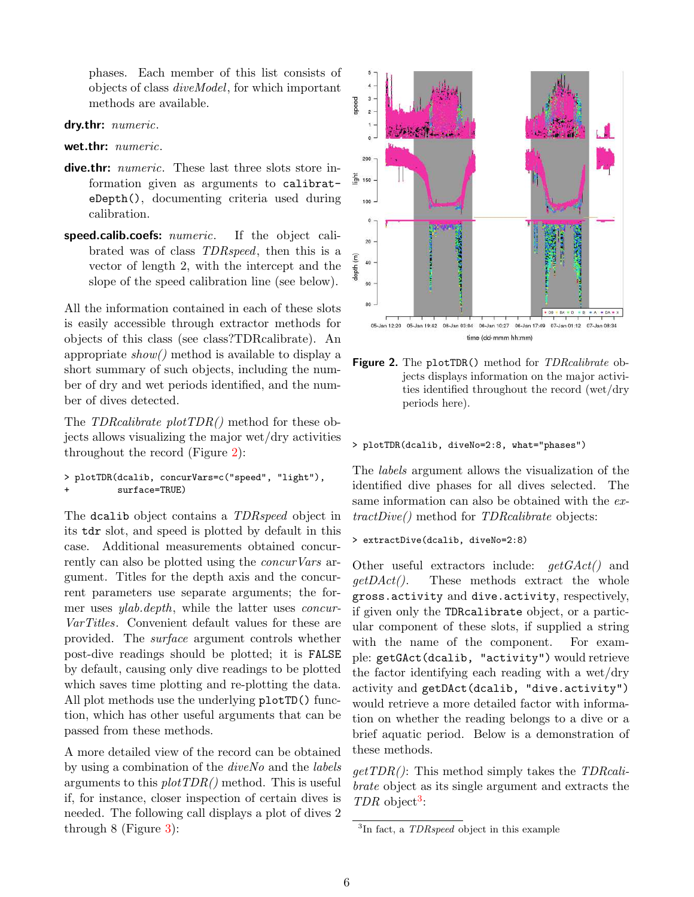phases. Each member of this list consists of objects of class *diveModel*, for which important methods are available.

**dry.thr:** *numeric*.

**wet.thr:** *numeric*.

**dive.thr:** *numeric*. These last three slots store information given as arguments to `calibrateDepth()`, documenting criteria used during calibration.

**speed.calib.coefs:** *numeric*. If the object calibrated was of class *TDRspeed*, then this is a vector of length 2, with the intercept and the slope of the speed calibration line (see below).

All the information contained in each of these slots is easily accessible through extractor methods for objects of this class (see class?TDRcalibrate). An appropriate *show()* method is available to display a short summary of such objects, including the number of dry and wet periods identified, and the number of dives detected.

The *TDRcalibrate plotTDR()* method for these objects allows visualizing the major wet/dry activities throughout the record (Figure 2):

```
> plotTDR(dcalib, concurVars=c("speed", "light"),
+         surface=TRUE)
```

The `dcalib` object contains a *TDRspeed* object in its `tdr` slot, and speed is plotted by default in this case. Additional measurements obtained concurrently can also be plotted using the *concurVars* argument. Titles for the depth axis and the concurrent parameters use separate arguments; the former uses *ylab.depth*, while the latter uses *concurVarTitles*. Convenient default values for these are provided. The *surface* argument controls whether post-dive readings should be plotted; it is `FALSE` by default, causing only dive readings to be plotted which saves time plotting and re-plotting the data. All plot methods use the underlying `plotTD()` function, which has other useful arguments that can be passed from these methods.

A more detailed view of the record can be obtained by using a combination of the *diveNo* and the *labels* arguments to this *plotTDR()* method. This is useful if, for instance, closer inspection of certain dives is needed. The following call displays a plot of dives 2 through 8 (Figure 3):

**Figure 2.** The `plotTDR()` method for *TDRcalibrate* objects displays information on the major activities identified throughout the record (wet/dry periods here).

```
> plotTDR(dcalib, diveNo=2:8, what="phases")
```

The *labels* argument allows the visualization of the identified dive phases for all dives selected. The same information can also be obtained with the *extractDive()* method for *TDRcalibrate* objects:

```
> extractDive(dcalib, diveNo=2:8)
```

Other useful extractors include: *getGAct()* and *getDAct()*. These methods extract the whole `gross.activity` and `dive.activity`, respectively, if given only the `TDRcalibrate` object, or a particular component of these slots, if supplied a string with the name of the component. For example: `getGAct(dcalib, "activity")` would retrieve the factor identifying each reading with a wet/dry activity and `getDAct(dcalib, "dive.activity")` would retrieve a more detailed factor with information on whether the reading belongs to a dive or a brief aquatic period. Below is a demonstration of these methods.

*getTDR()*: This method simply takes the *TDRcalibrate* object as its single argument and extracts the *TDR* object[3]:

[3] In fact, a *TDRspeed* object in this example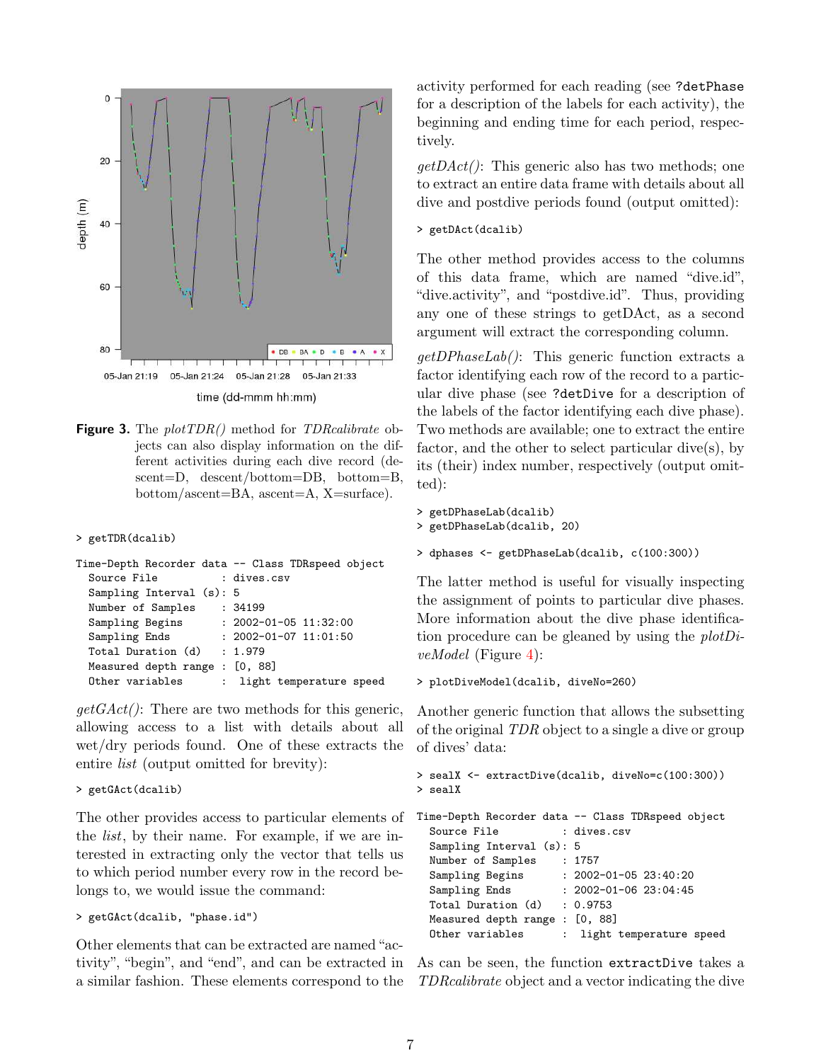**Figure 3.** The *plotTDR()* method for *TDRcalibrate* objects can also display information on the different activities during each dive record (descent=D, descent/bottom=DB, bottom=B, bottom/ascent=BA, ascent=A, X=surface).

```
> getTDR(dcalib)
```

```
Time-Depth Recorder data -- Class TDRspeed object
  Source File          : dives.csv
  Sampling Interval (s): 5
  Number of Samples    : 34199
  Sampling Begins      : 2002-01-05 11:32:00
  Sampling Ends        : 2002-01-07 11:01:50
  Total Duration (d)   : 1.979
  Measured depth range : [0, 88]
  Other variables      :  light temperature speed
```

*getGAct()*: There are two methods for this generic, allowing access to a list with details about all wet/dry periods found. One of these extracts the entire *list* (output omitted for brevity):

```
> getGAct(dcalib)
```

The other provides access to particular elements of the *list*, by their name. For example, if we are interested in extracting only the vector that tells us to which period number every row in the record belongs to, we would issue the command:

```
> getGAct(dcalib, "phase.id")
```

Other elements that can be extracted are named "activity", "begin", and "end", and can be extracted in a similar fashion. These elements correspond to the activity performed for each reading (see `?detPhase` for a description of the labels for each activity), the beginning and ending time for each period, respectively.

*getDAct()*: This generic also has two methods; one to extract an entire data frame with details about all dive and postdive periods found (output omitted):

```
> getDAct(dcalib)
```

The other method provides access to the columns of this data frame, which are named "dive.id", "dive.activity", and "postdive.id". Thus, providing any one of these strings to getDAct, as a second argument will extract the corresponding column.

*getDPhaseLab()*: This generic function extracts a factor identifying each row of the record to a particular dive phase (see `?detDive` for a description of the labels of the factor identifying each dive phase). Two methods are available; one to extract the entire factor, and the other to select particular dive(s), by its (their) index number, respectively (output omitted):

```
> getDPhaseLab(dcalib)
> getDPhaseLab(dcalib, 20)
```

```
> dphases <- getDPhaseLab(dcalib, c(100:300))
```

The latter method is useful for visually inspecting the assignment of points to particular dive phases. More information about the dive phase identification procedure can be gleaned by using the *plotDiveModel* (Figure 4):

```
> plotDiveModel(dcalib, diveNo=260)
```

Another generic function that allows the subsetting of the original *TDR* object to a single a dive or group of dives' data:

```
> sealX <- extractDive(dcalib, diveNo=c(100:300))
> sealX
```

```
Time-Depth Recorder data -- Class TDRspeed object
  Source File          : dives.csv
  Sampling Interval (s): 5
  Number of Samples    : 1757
  Sampling Begins      : 2002-01-05 23:40:20
  Sampling Ends        : 2002-01-06 23:04:45
  Total Duration (d)   : 0.9753
  Measured depth range : [0, 88]
  Other variables      :  light temperature speed
```

As can be seen, the function `extractDive` takes a *TDRcalibrate* object and a vector indicating the dive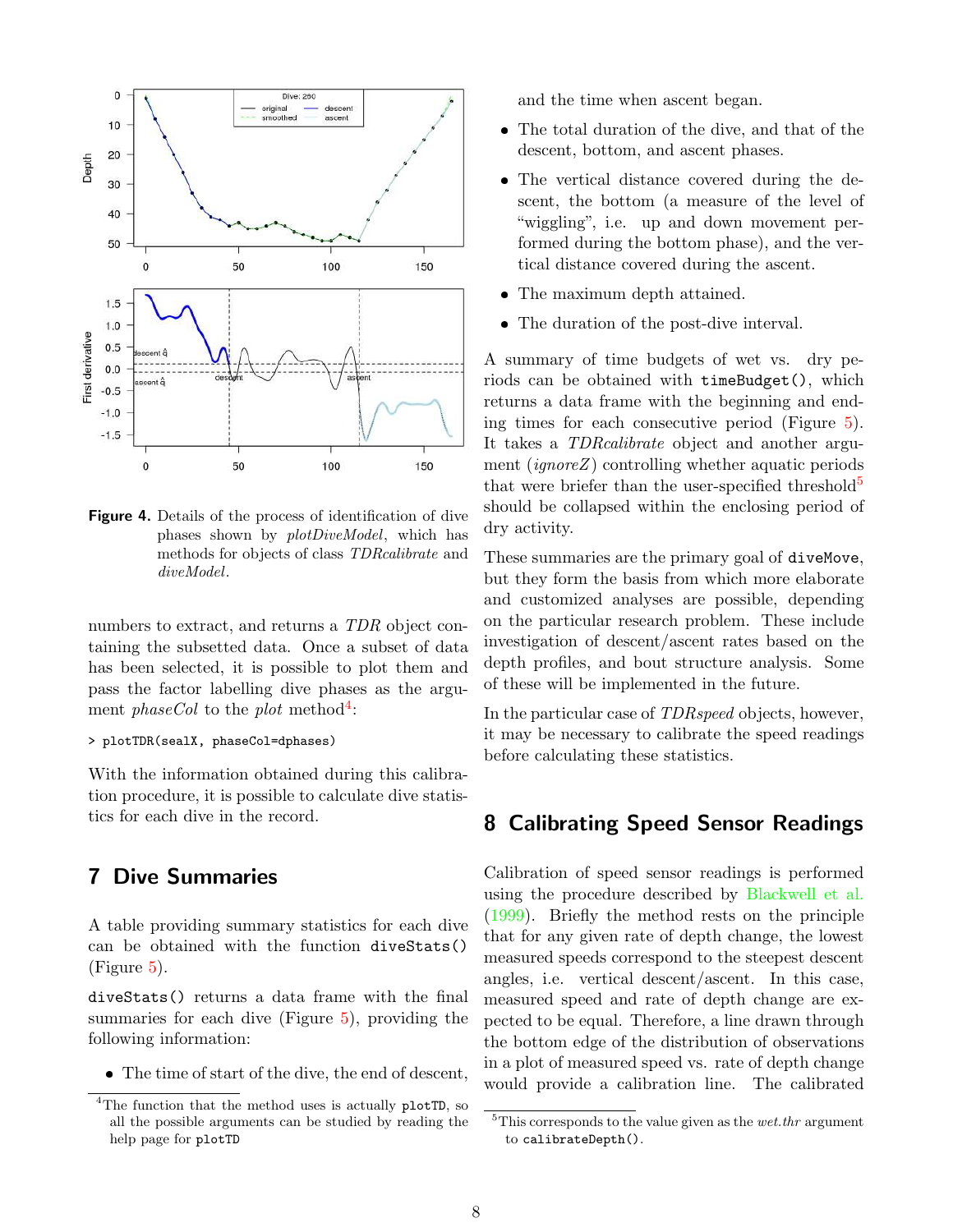**Figure 4.** Details of the process of identification of dive phases shown by *plotDiveModel*, which has methods for objects of class *TDRcalibrate* and *diveModel*.

numbers to extract, and returns a *TDR* object containing the subsetted data. Once a subset of data has been selected, it is possible to plot them and pass the factor labelling dive phases as the argument *phaseCol* to the *plot* method[4]:

```
> plotTDR(sealX, phaseCol=dphases)
```

With the information obtained during this calibration procedure, it is possible to calculate dive statistics for each dive in the record.

## 7 Dive Summaries

A table providing summary statistics for each dive can be obtained with the function `diveStats()` (Figure 5).

`diveStats()` returns a data frame with the final summaries for each dive (Figure 5), providing the following information:

- The time of start of the dive, the end of descent, and the time when ascent began.
- The total duration of the dive, and that of the descent, bottom, and ascent phases.
- The vertical distance covered during the descent, the bottom (a measure of the level of "wiggling", i.e. up and down movement performed during the bottom phase), and the vertical distance covered during the ascent.
- The maximum depth attained.
- The duration of the post-dive interval.

A summary of time budgets of wet vs. dry periods can be obtained with `timeBudget()`, which returns a data frame with the beginning and ending times for each consecutive period (Figure 5). It takes a *TDRcalibrate* object and another argument (*ignoreZ*) controlling whether aquatic periods that were briefer than the user-specified threshold[5] should be collapsed within the enclosing period of dry activity.

These summaries are the primary goal of `diveMove`, but they form the basis from which more elaborate and customized analyses are possible, depending on the particular research problem. These include investigation of descent/ascent rates based on the depth profiles, and bout structure analysis. Some of these will be implemented in the future.

In the particular case of *TDRspeed* objects, however, it may be necessary to calibrate the speed readings before calculating these statistics.

## 8 Calibrating Speed Sensor Readings

Calibration of speed sensor readings is performed using the procedure described by Blackwell et al. (1999). Briefly the method rests on the principle that for any given rate of depth change, the lowest measured speeds correspond to the steepest descent angles, i.e. vertical descent/ascent. In this case, measured speed and rate of depth change are expected to be equal. Therefore, a line drawn through the bottom edge of the distribution of observations in a plot of measured speed vs. rate of depth change would provide a calibration line. The calibrated

[4] The function that the method uses is actually `plotTD`, so all the possible arguments can be studied by reading the help page for `plotTD`

[5] This corresponds to the value given as the *wet.thr* argument to `calibrateDepth()`.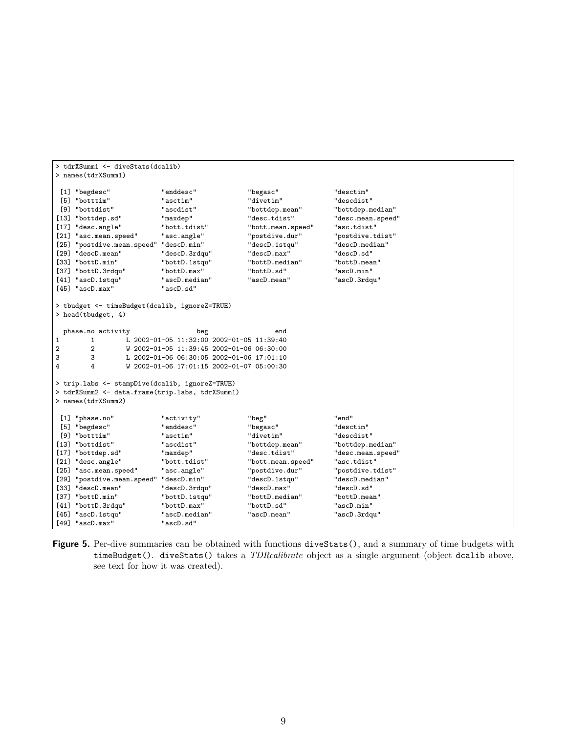```
> tdrXSumm1 <- diveStats(dcalib)
> names(tdrXSumm1)

 [1] "begdesc"             "enddesc"             "begasc"              "desctim"
 [5] "botttim"             "asctim"              "divetim"             "descdist"
 [9] "bottdist"            "ascdist"             "bottdep.mean"        "bottdep.median"
[13] "bottdep.sd"          "maxdep"              "desc.tdist"          "desc.mean.speed"
[17] "desc.angle"          "bott.tdist"          "bott.mean.speed"     "asc.tdist"
[21] "asc.mean.speed"      "asc.angle"           "postdive.dur"        "postdive.tdist"
[25] "postdive.mean.speed" "descD.min"           "descD.1stqu"         "descD.median"
[29] "descD.mean"          "descD.3rdqu"         "descD.max"           "descD.sd"
[33] "bottD.min"           "bottD.1stqu"         "bottD.median"        "bottD.mean"
[37] "bottD.3rdqu"         "bottD.max"           "bottD.sd"            "ascD.min"
[41] "ascD.1stqu"          "ascD.median"         "ascD.mean"           "ascD.3rdqu"
[45] "ascD.max"            "ascD.sd"

> tbudget <- timeBudget(dcalib, ignoreZ=TRUE)
> head(tbudget, 4)

  phase.no activity                 beg                 end
1        1        L 2002-01-05 11:32:00 2002-01-05 11:39:40
2        2        W 2002-01-05 11:39:45 2002-01-06 06:30:00
3        3        L 2002-01-06 06:30:05 2002-01-06 17:01:10
4        4        W 2002-01-06 17:01:15 2002-01-07 05:00:30

> trip.labs <- stampDive(dcalib, ignoreZ=TRUE)
> tdrXSumm2 <- data.frame(trip.labs, tdrXSumm1)
> names(tdrXSumm2)

 [1] "phase.no"            "activity"            "beg"                 "end"
 [5] "begdesc"             "enddesc"             "begasc"              "desctim"
 [9] "botttim"             "asctim"              "divetim"             "descdist"
[13] "bottdist"            "ascdist"             "bottdep.mean"        "bottdep.median"
[17] "bottdep.sd"          "maxdep"              "desc.tdist"          "desc.mean.speed"
[21] "desc.angle"          "bott.tdist"          "bott.mean.speed"     "asc.tdist"
[25] "asc.mean.speed"      "asc.angle"           "postdive.dur"        "postdive.tdist"
[29] "postdive.mean.speed" "descD.min"           "descD.1stqu"         "descD.median"
[33] "descD.mean"          "descD.3rdqu"         "descD.max"           "descD.sd"
[37] "bottD.min"           "bottD.1stqu"         "bottD.median"        "bottD.mean"
[41] "bottD.3rdqu"         "bottD.max"           "bottD.sd"            "ascD.min"
[45] "ascD.1stqu"          "ascD.median"         "ascD.mean"           "ascD.3rdqu"
[49] "ascD.max"            "ascD.sd"
```

**Figure 5.** Per-dive summaries can be obtained with functions `diveStats()`, and a summary of time budgets with `timeBudget()`. `diveStats()` takes a *TDRcalibrate* object as a single argument (object `dcalib` above, see text for how it was created).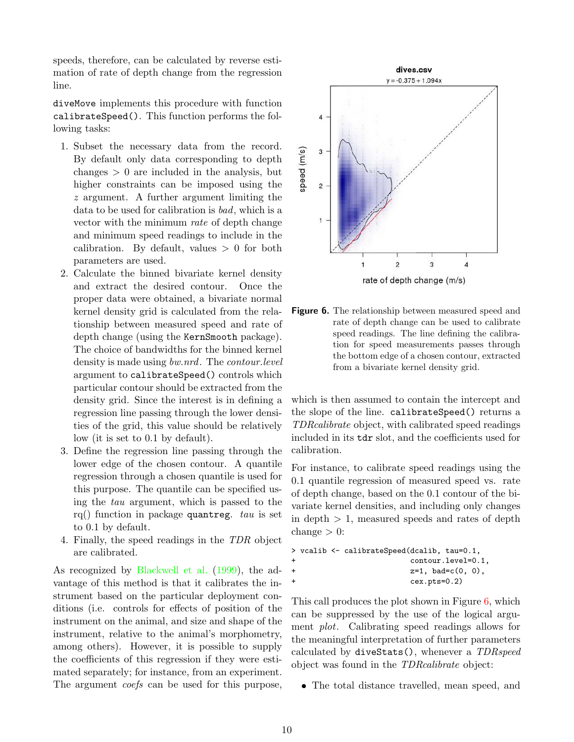speeds, therefore, can be calculated by reverse estimation of rate of depth change from the regression line.

diveMove implements this procedure with function calibrateSpeed(). This function performs the following tasks:

1. Subset the necessary data from the record. By default only data corresponding to depth changes > 0 are included in the analysis, but higher constraints can be imposed using the *z* argument. A further argument limiting the data to be used for calibration is *bad*, which is a vector with the minimum *rate* of depth change and minimum speed readings to include in the calibration. By default, values > 0 for both parameters are used.
2. Calculate the binned bivariate kernel density and extract the desired contour. Once the proper data were obtained, a bivariate normal kernel density grid is calculated from the relationship between measured speed and rate of depth change (using the KernSmooth package). The choice of bandwidths for the binned kernel density is made using *bw.nrd*. The *contour.level* argument to calibrateSpeed() controls which particular contour should be extracted from the density grid. Since the interest is in defining a regression line passing through the lower densities of the grid, this value should be relatively low (it is set to 0.1 by default).
3. Define the regression line passing through the lower edge of the chosen contour. A quantile regression through a chosen quantile is used for this purpose. The quantile can be specified using the *tau* argument, which is passed to the rq() function in package quantreg. *tau* is set to 0.1 by default.
4. Finally, the speed readings in the *TDR* object are calibrated.

As recognized by Blackwell et al. (1999), the advantage of this method is that it calibrates the instrument based on the particular deployment conditions (i.e. controls for effects of position of the instrument on the animal, and size and shape of the instrument, relative to the animal's morphometry, among others). However, it is possible to supply the coefficients of this regression if they were estimated separately; for instance, from an experiment. The argument *coefs* can be used for this purpose, which is then assumed to contain the intercept and the slope of the line. calibrateSpeed() returns a *TDRcalibrate* object, with calibrated speed readings included in its tdr slot, and the coefficients used for calibration.

**Figure 6.** The relationship between measured speed and rate of depth change can be used to calibrate speed readings. The line defining the calibration for speed measurements passes through the bottom edge of a chosen contour, extracted from a bivariate kernel density grid.

For instance, to calibrate speed readings using the 0.1 quantile regression of measured speed vs. rate of depth change, based on the 0.1 contour of the bivariate kernel densities, and including only changes in depth > 1, measured speeds and rates of depth change > 0:

```
> vcalib <- calibrateSpeed(dcalib, tau=0.1,
+                          contour.level=0.1,
+                          z=1, bad=c(0, 0),
+                          cex.pts=0.2)
```

This call produces the plot shown in Figure 6, which can be suppressed by the use of the logical argument *plot*. Calibrating speed readings allows for the meaningful interpretation of further parameters calculated by diveStats(), whenever a *TDRspeed* object was found in the *TDRcalibrate* object:

- The total distance travelled, mean speed, and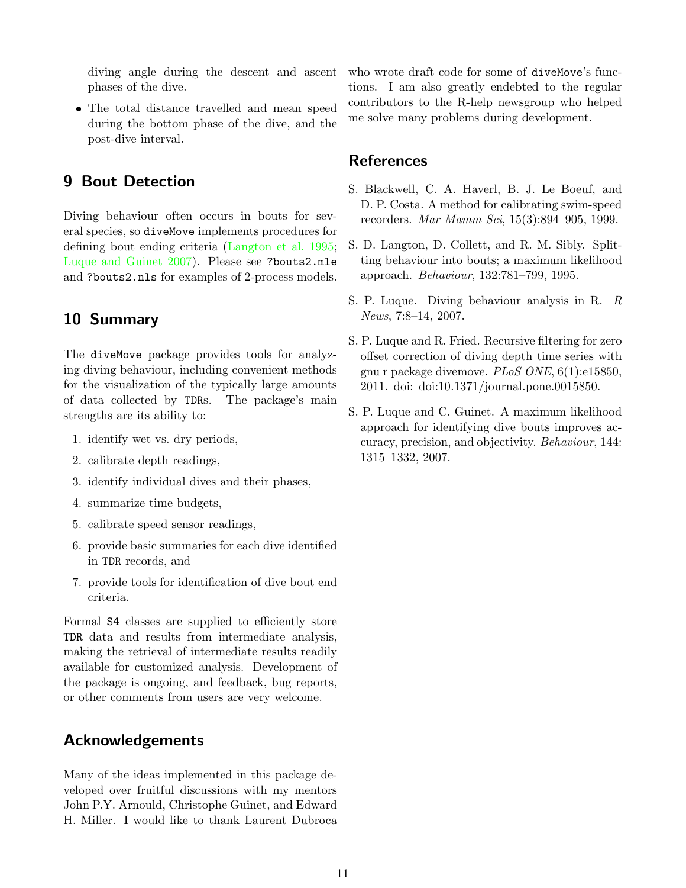diving angle during the descent and ascent phases of the dive.

- The total distance travelled and mean speed during the bottom phase of the dive, and the post-dive interval.

## 9 Bout Detection

Diving behaviour often occurs in bouts for several species, so `diveMove` implements procedures for defining bout ending criteria (Langton et al. 1995; Luque and Guinet 2007). Please see `?bouts2.mle` and `?bouts2.nls` for examples of 2-process models.

## 10 Summary

The `diveMove` package provides tools for analyzing diving behaviour, including convenient methods for the visualization of the typically large amounts of data collected by `TDR`s. The package's main strengths are its ability to:

1. identify wet vs. dry periods,
2. calibrate depth readings,
3. identify individual dives and their phases,
4. summarize time budgets,
5. calibrate speed sensor readings,
6. provide basic summaries for each dive identified in `TDR` records, and
7. provide tools for identification of dive bout end criteria.

Formal `S4` classes are supplied to efficiently store `TDR` data and results from intermediate analysis, making the retrieval of intermediate results readily available for customized analysis. Development of the package is ongoing, and feedback, bug reports, or other comments from users are very welcome.

## Acknowledgements

Many of the ideas implemented in this package developed over fruitful discussions with my mentors John P.Y. Arnould, Christophe Guinet, and Edward H. Miller. I would like to thank Laurent Dubroca who wrote draft code for some of `diveMove`'s functions. I am also greatly endebted to the regular contributors to the R-help newsgroup who helped me solve many problems during development.

## References

S. Blackwell, C. A. Haverl, B. J. Le Boeuf, and D. P. Costa. A method for calibrating swim-speed recorders. *Mar Mamm Sci*, 15(3):894–905, 1999.

S. D. Langton, D. Collett, and R. M. Sibly. Splitting behaviour into bouts; a maximum likelihood approach. *Behaviour*, 132:781–799, 1995.

S. P. Luque. Diving behaviour analysis in R. *R News*, 7:8–14, 2007.

S. P. Luque and R. Fried. Recursive filtering for zero offset correction of diving depth time series with gnu r package divemove. *PLoS ONE*, 6(1):e15850, 2011. doi: doi:10.1371/journal.pone.0015850.

S. P. Luque and C. Guinet. A maximum likelihood approach for identifying dive bouts improves accuracy, precision, and objectivity. *Behaviour*, 144: 1315–1332, 2007.